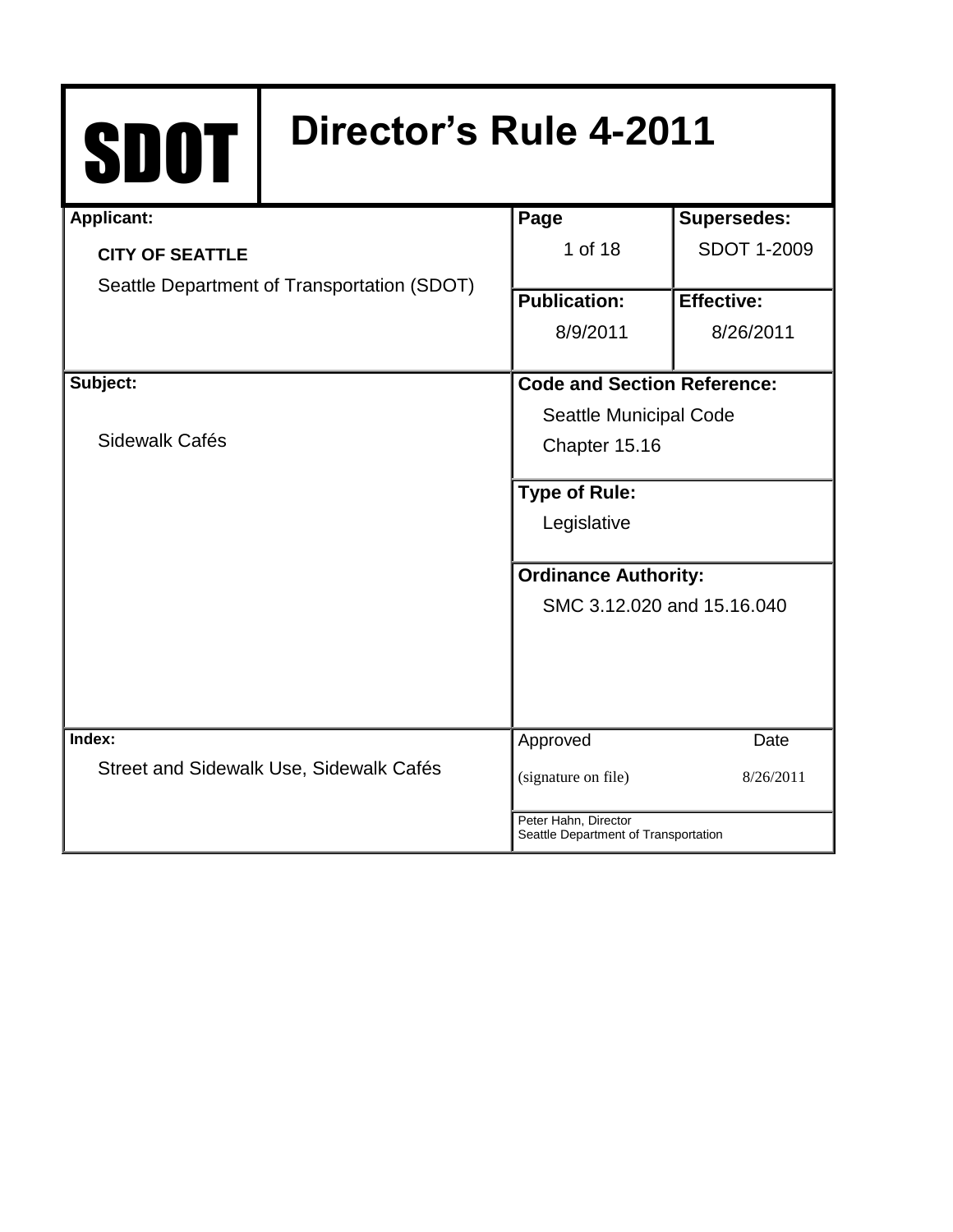# SDOT Director's Rule 4-2011

| Applicant: | Page | Supersedes: |
|---|---|---|
| **CITY OF SEATTLE** Seattle Department of Transportation (SDOT) | 1 of 18 | SDOT 1-2009 |
| | **Publication:** 8/9/2011 | **Effective:** 8/26/2011 |

| Subject: | Code and Section Reference: |
|---|---|
| Sidewalk Cafés | Seattle Municipal Code Chapter 15.16 |
| | **Type of Rule:** Legislative |
| | **Ordinance Authority:** SMC 3.12.020 and 15.16.040 |

| Index: | Approved | Date |
|---|---|---|
| Street and Sidewalk Use, Sidewalk Cafés | (signature on file) | 8/26/2011 |
| | Peter Hahn, Director, Seattle Department of Transportation | |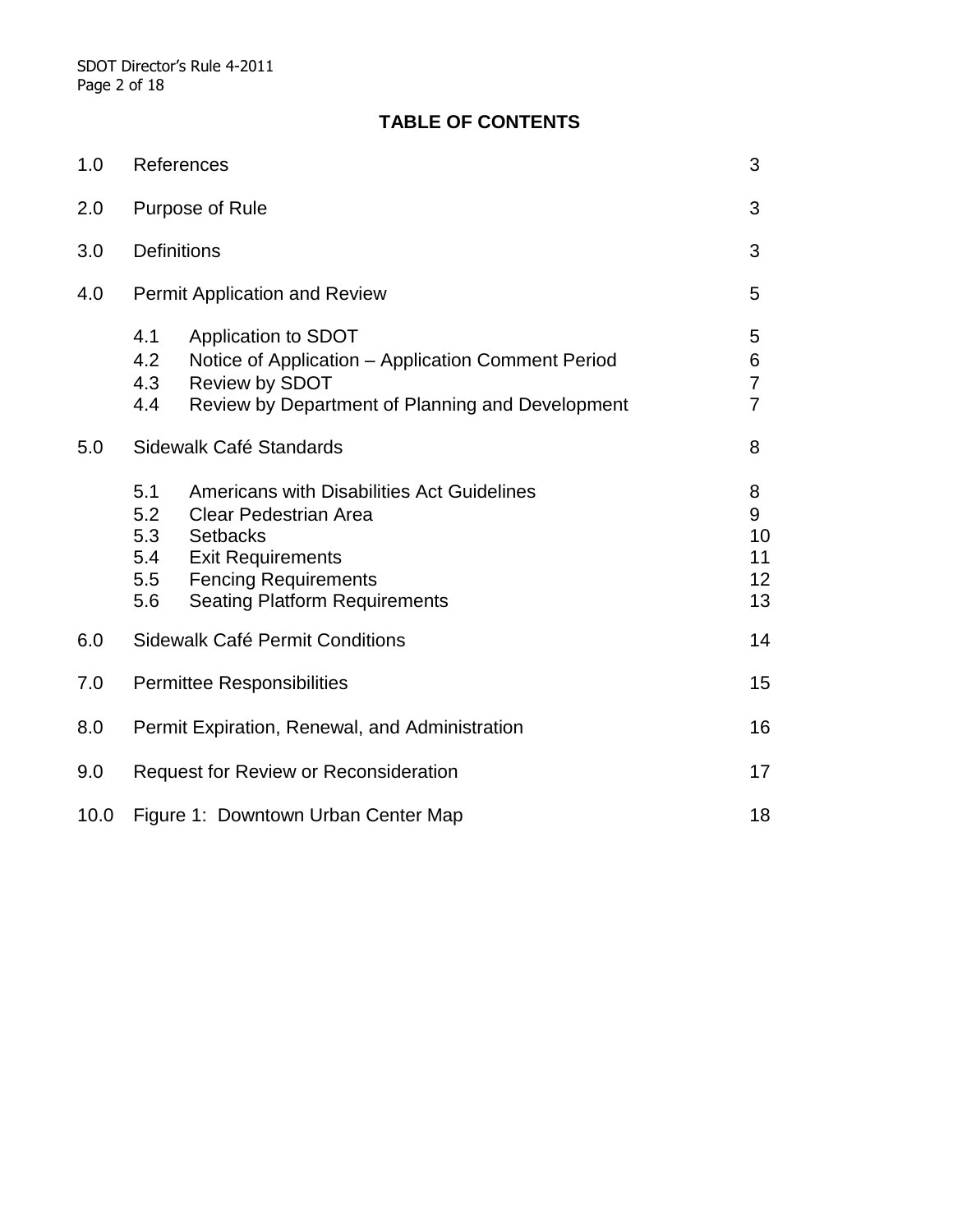## TABLE OF CONTENTS

| | | | |
|---|---|---|---|
| 1.0 | References | | 3 |
| 2.0 | Purpose of Rule | | 3 |
| 3.0 | Definitions | | 3 |
| 4.0 | Permit Application and Review | | 5 |
| | 4.1 | Application to SDOT | 5 |
| | 4.2 | Notice of Application – Application Comment Period | 6 |
| | 4.3 | Review by SDOT | 7 |
| | 4.4 | Review by Department of Planning and Development | 7 |
| 5.0 | Sidewalk Café Standards | | 8 |
| | 5.1 | Americans with Disabilities Act Guidelines | 8 |
| | 5.2 | Clear Pedestrian Area | 9 |
| | 5.3 | Setbacks | 10 |
| | 5.4 | Exit Requirements | 11 |
| | 5.5 | Fencing Requirements | 12 |
| | 5.6 | Seating Platform Requirements | 13 |
| 6.0 | Sidewalk Café Permit Conditions | | 14 |
| 7.0 | Permittee Responsibilities | | 15 |
| 8.0 | Permit Expiration, Renewal, and Administration | | 16 |
| 9.0 | Request for Review or Reconsideration | | 17 |
| 10.0 | Figure 1: Downtown Urban Center Map | | 18 |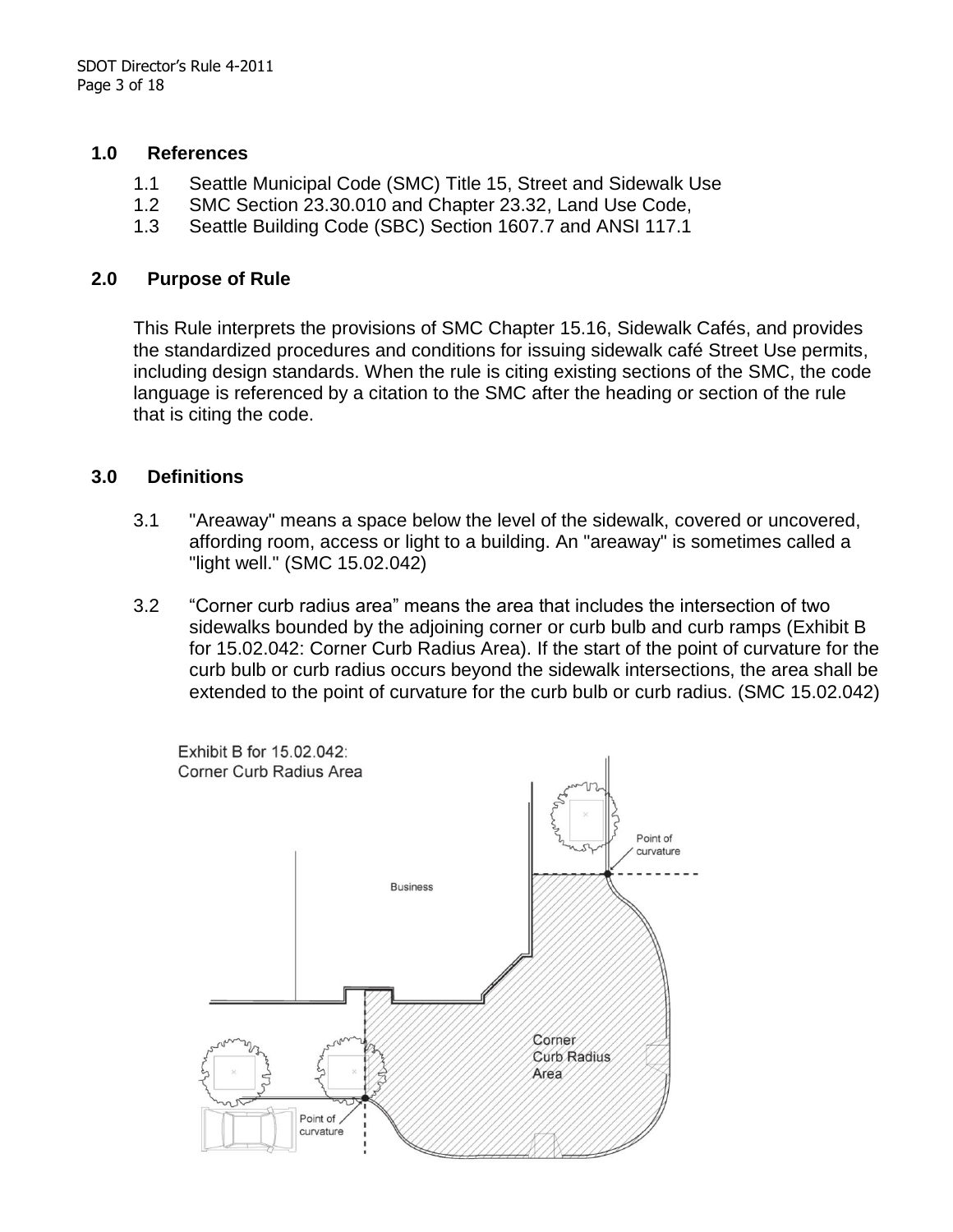## 1.0 References

1.1 Seattle Municipal Code (SMC) Title 15, Street and Sidewalk Use
1.2 SMC Section 23.30.010 and Chapter 23.32, Land Use Code,
1.3 Seattle Building Code (SBC) Section 1607.7 and ANSI 117.1

## 2.0 Purpose of Rule

This Rule interprets the provisions of SMC Chapter 15.16, Sidewalk Cafés, and provides the standardized procedures and conditions for issuing sidewalk café Street Use permits, including design standards. When the rule is citing existing sections of the SMC, the code language is referenced by a citation to the SMC after the heading or section of the rule that is citing the code.

## 3.0 Definitions

3.1 "Areaway" means a space below the level of the sidewalk, covered or uncovered, affording room, access or light to a building. An "areaway" is sometimes called a "light well." (SMC 15.02.042)

3.2 "Corner curb radius area" means the area that includes the intersection of two sidewalks bounded by the adjoining corner or curb bulb and curb ramps (Exhibit B for 15.02.042: Corner Curb Radius Area). If the start of the point of curvature for the curb bulb or curb radius occurs beyond the sidewalk intersections, the area shall be extended to the point of curvature for the curb bulb or curb radius. (SMC 15.02.042)

Exhibit B for 15.02.042: Corner Curb Radius Area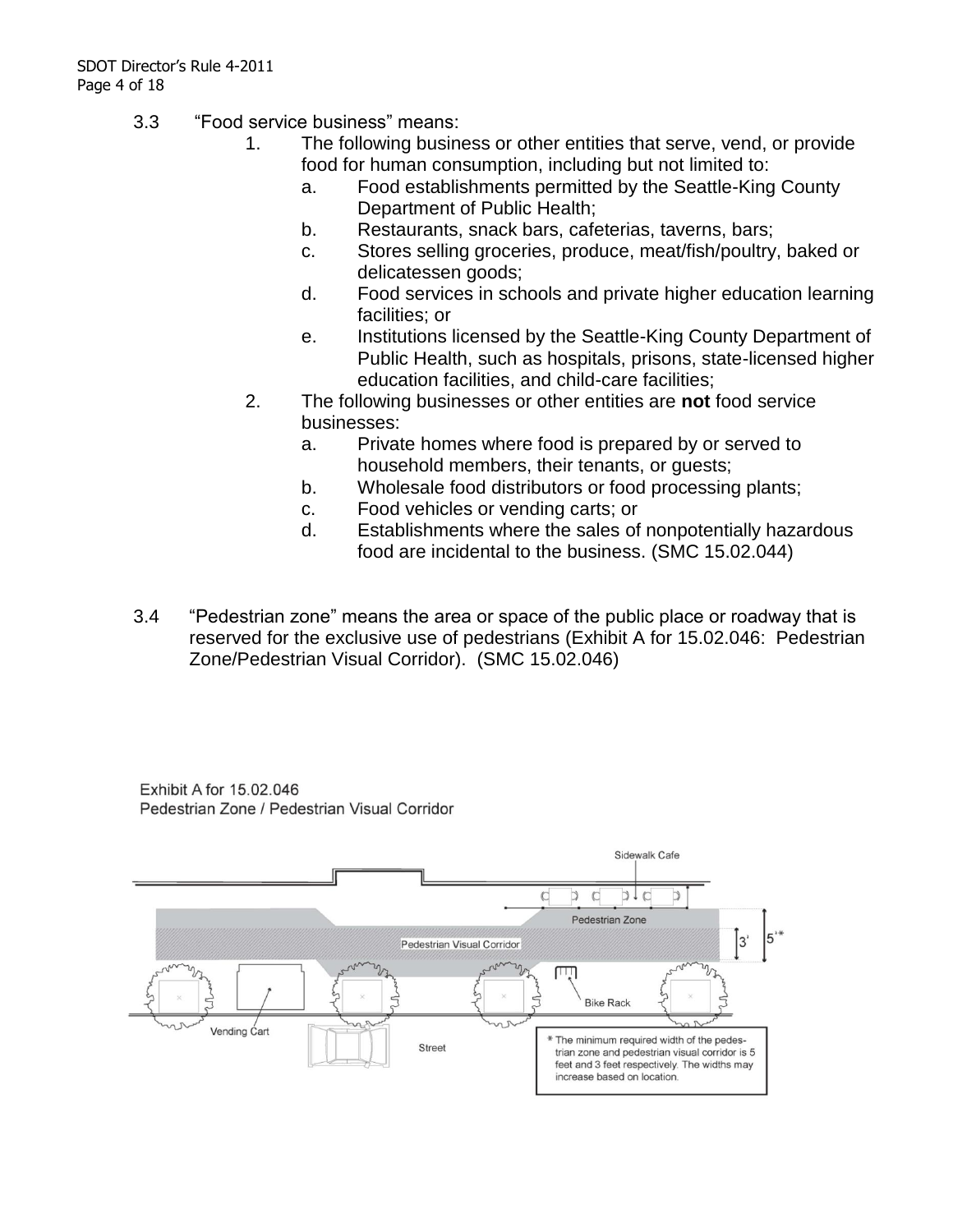3.3 "Food service business" means:

1. The following business or other entities that serve, vend, or provide food for human consumption, including but not limited to:
   a. Food establishments permitted by the Seattle-King County Department of Public Health;
   b. Restaurants, snack bars, cafeterias, taverns, bars;
   c. Stores selling groceries, produce, meat/fish/poultry, baked or delicatessen goods;
   d. Food services in schools and private higher education learning facilities; or
   e. Institutions licensed by the Seattle-King County Department of Public Health, such as hospitals, prisons, state-licensed higher education facilities, and child-care facilities;
2. The following businesses or other entities are **not** food service businesses:
   a. Private homes where food is prepared by or served to household members, their tenants, or guests;
   b. Wholesale food distributors or food processing plants;
   c. Food vehicles or vending carts; or
   d. Establishments where the sales of nonpotentially hazardous food are incidental to the business. (SMC 15.02.044)

3.4 "Pedestrian zone" means the area or space of the public place or roadway that is reserved for the exclusive use of pedestrians (Exhibit A for 15.02.046: Pedestrian Zone/Pedestrian Visual Corridor). (SMC 15.02.046)

Exhibit A for 15.02.046
Pedestrian Zone / Pedestrian Visual Corridor

Sidewalk Cafe

Pedestrian Zone

Pedestrian Visual Corridor

3'

5'*

Vending Cart

Bike Rack

Street

\* The minimum required width of the pedestrian zone and pedestrian visual corridor is 5 feet and 3 feet respectively. The widths may increase based on location.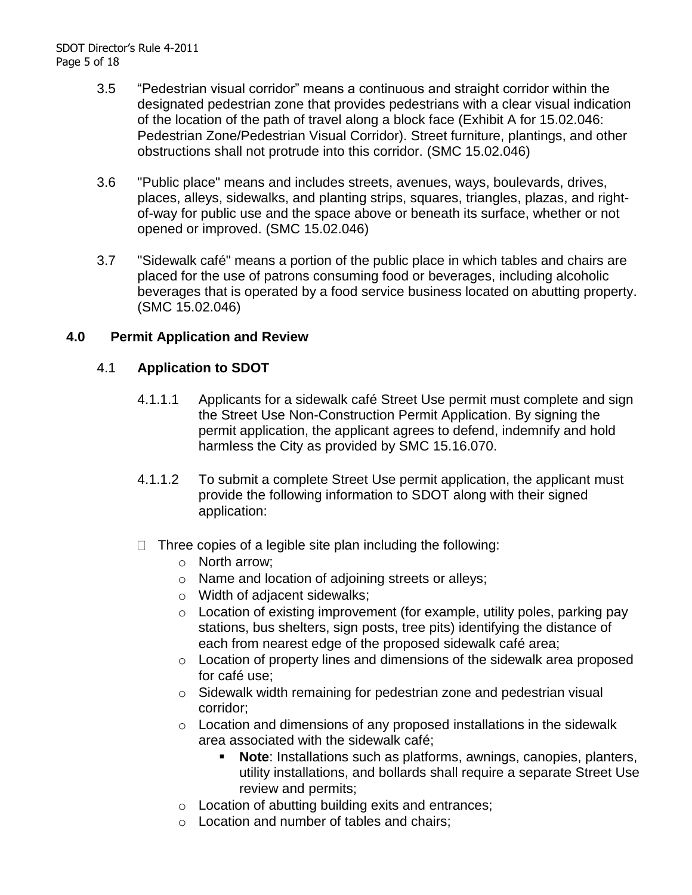3.5 "Pedestrian visual corridor" means a continuous and straight corridor within the designated pedestrian zone that provides pedestrians with a clear visual indication of the location of the path of travel along a block face (Exhibit A for 15.02.046: Pedestrian Zone/Pedestrian Visual Corridor). Street furniture, plantings, and other obstructions shall not protrude into this corridor. (SMC 15.02.046)

3.6 "Public place" means and includes streets, avenues, ways, boulevards, drives, places, alleys, sidewalks, and planting strips, squares, triangles, plazas, and right-of-way for public use and the space above or beneath its surface, whether or not opened or improved. (SMC 15.02.046)

3.7 "Sidewalk café" means a portion of the public place in which tables and chairs are placed for the use of patrons consuming food or beverages, including alcoholic beverages that is operated by a food service business located on abutting property. (SMC 15.02.046)

## 4.0 Permit Application and Review

### 4.1 Application to SDOT

4.1.1.1 Applicants for a sidewalk café Street Use permit must complete and sign the Street Use Non-Construction Permit Application. By signing the permit application, the applicant agrees to defend, indemnify and hold harmless the City as provided by SMC 15.16.070.

4.1.1.2 To submit a complete Street Use permit application, the applicant must provide the following information to SDOT along with their signed application:

- Three copies of a legible site plan including the following:
  - North arrow;
  - Name and location of adjoining streets or alleys;
  - Width of adjacent sidewalks;
  - Location of existing improvement (for example, utility poles, parking pay stations, bus shelters, sign posts, tree pits) identifying the distance of each from nearest edge of the proposed sidewalk café area;
  - Location of property lines and dimensions of the sidewalk area proposed for café use;
  - Sidewalk width remaining for pedestrian zone and pedestrian visual corridor;
  - Location and dimensions of any proposed installations in the sidewalk area associated with the sidewalk café;
    - **Note**: Installations such as platforms, awnings, canopies, planters, utility installations, and bollards shall require a separate Street Use review and permits;
  - Location of abutting building exits and entrances;
  - Location and number of tables and chairs;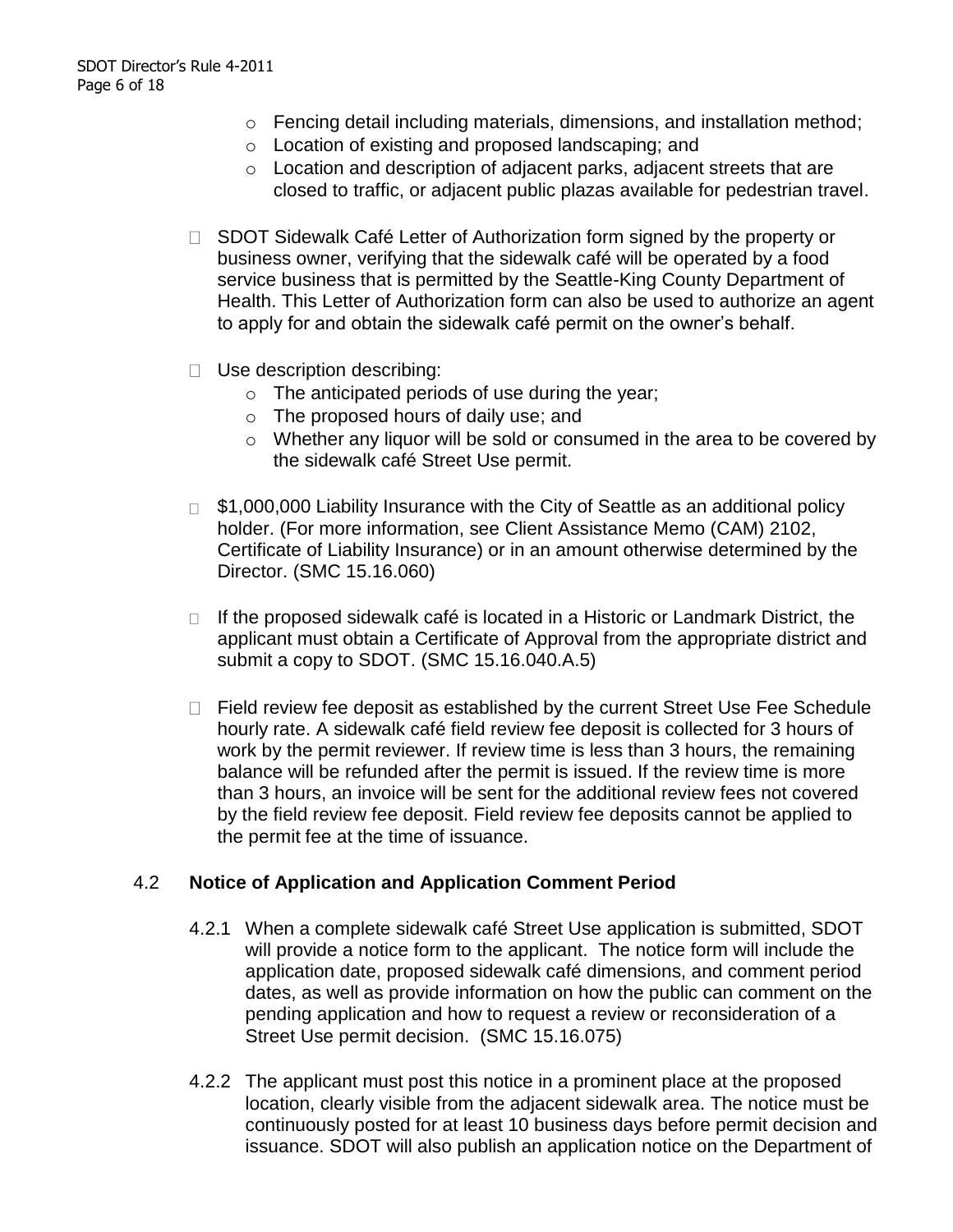- Fencing detail including materials, dimensions, and installation method;
    - Location of existing and proposed landscaping; and
    - Location and description of adjacent parks, adjacent streets that are closed to traffic, or adjacent public plazas available for pedestrian travel.

- SDOT Sidewalk Café Letter of Authorization form signed by the property or business owner, verifying that the sidewalk café will be operated by a food service business that is permitted by the Seattle-King County Department of Health. This Letter of Authorization form can also be used to authorize an agent to apply for and obtain the sidewalk café permit on the owner's behalf.

- Use description describing:
    - The anticipated periods of use during the year;
    - The proposed hours of daily use; and
    - Whether any liquor will be sold or consumed in the area to be covered by the sidewalk café Street Use permit.

- $1,000,000 Liability Insurance with the City of Seattle as an additional policy holder. (For more information, see Client Assistance Memo (CAM) 2102, Certificate of Liability Insurance) or in an amount otherwise determined by the Director. (SMC 15.16.060)

- If the proposed sidewalk café is located in a Historic or Landmark District, the applicant must obtain a Certificate of Approval from the appropriate district and submit a copy to SDOT. (SMC 15.16.040.A.5)

- Field review fee deposit as established by the current Street Use Fee Schedule hourly rate. A sidewalk café field review fee deposit is collected for 3 hours of work by the permit reviewer. If review time is less than 3 hours, the remaining balance will be refunded after the permit is issued. If the review time is more than 3 hours, an invoice will be sent for the additional review fees not covered by the field review fee deposit. Field review fee deposits cannot be applied to the permit fee at the time of issuance.

### 4.2 Notice of Application and Application Comment Period

4.2.1 When a complete sidewalk café Street Use application is submitted, SDOT will provide a notice form to the applicant. The notice form will include the application date, proposed sidewalk café dimensions, and comment period dates, as well as provide information on how the public can comment on the pending application and how to request a review or reconsideration of a Street Use permit decision. (SMC 15.16.075)

4.2.2 The applicant must post this notice in a prominent place at the proposed location, clearly visible from the adjacent sidewalk area. The notice must be continuously posted for at least 10 business days before permit decision and issuance. SDOT will also publish an application notice on the Department of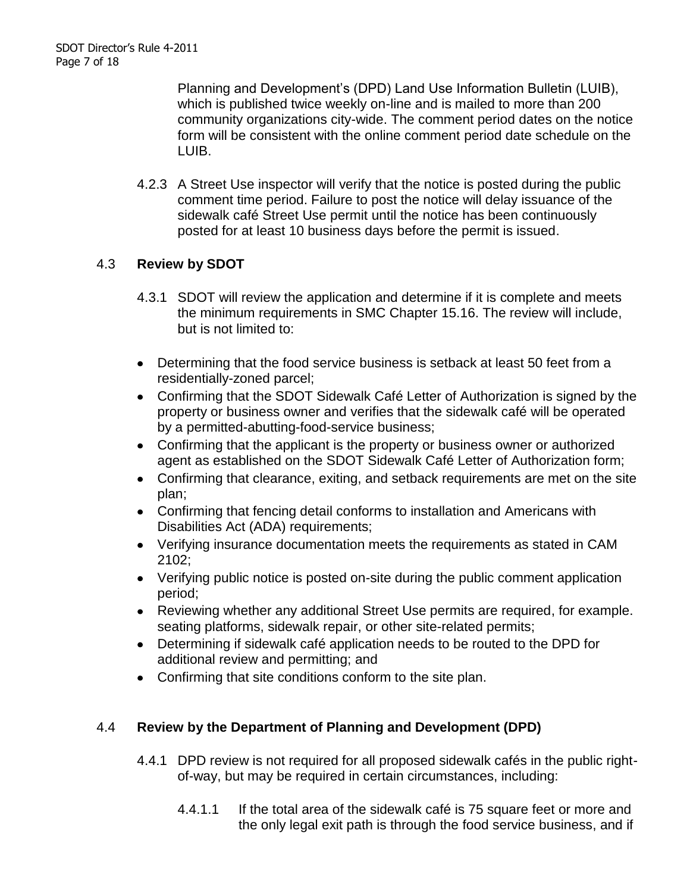Planning and Development's (DPD) Land Use Information Bulletin (LUIB), which is published twice weekly on-line and is mailed to more than 200 community organizations city-wide. The comment period dates on the notice form will be consistent with the online comment period date schedule on the LUIB.

4.2.3 A Street Use inspector will verify that the notice is posted during the public comment time period. Failure to post the notice will delay issuance of the sidewalk café Street Use permit until the notice has been continuously posted for at least 10 business days before the permit is issued.

### 4.3 Review by SDOT

4.3.1 SDOT will review the application and determine if it is complete and meets the minimum requirements in SMC Chapter 15.16. The review will include, but is not limited to:

- Determining that the food service business is setback at least 50 feet from a residentially-zoned parcel;
- Confirming that the SDOT Sidewalk Café Letter of Authorization is signed by the property or business owner and verifies that the sidewalk café will be operated by a permitted-abutting-food-service business;
- Confirming that the applicant is the property or business owner or authorized agent as established on the SDOT Sidewalk Café Letter of Authorization form;
- Confirming that clearance, exiting, and setback requirements are met on the site plan;
- Confirming that fencing detail conforms to installation and Americans with Disabilities Act (ADA) requirements;
- Verifying insurance documentation meets the requirements as stated in CAM 2102;
- Verifying public notice is posted on-site during the public comment application period;
- Reviewing whether any additional Street Use permits are required, for example. seating platforms, sidewalk repair, or other site-related permits;
- Determining if sidewalk café application needs to be routed to the DPD for additional review and permitting; and
- Confirming that site conditions conform to the site plan.

### 4.4 Review by the Department of Planning and Development (DPD)

4.4.1 DPD review is not required for all proposed sidewalk cafés in the public right-of-way, but may be required in certain circumstances, including:

4.4.1.1 If the total area of the sidewalk café is 75 square feet or more and the only legal exit path is through the food service business, and if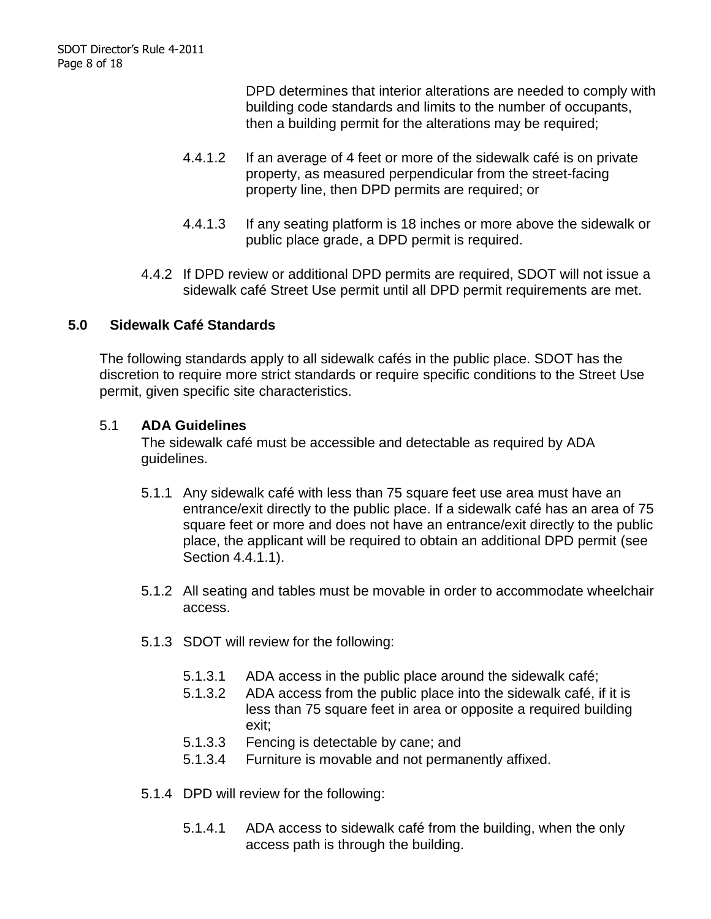DPD determines that interior alterations are needed to comply with building code standards and limits to the number of occupants, then a building permit for the alterations may be required;

4.4.1.2 If an average of 4 feet or more of the sidewalk café is on private property, as measured perpendicular from the street-facing property line, then DPD permits are required; or

4.4.1.3 If any seating platform is 18 inches or more above the sidewalk or public place grade, a DPD permit is required.

4.4.2 If DPD review or additional DPD permits are required, SDOT will not issue a sidewalk café Street Use permit until all DPD permit requirements are met.

## 5.0 Sidewalk Café Standards

The following standards apply to all sidewalk cafés in the public place. SDOT has the discretion to require more strict standards or require specific conditions to the Street Use permit, given specific site characteristics.

### 5.1 ADA Guidelines

The sidewalk café must be accessible and detectable as required by ADA guidelines.

5.1.1 Any sidewalk café with less than 75 square feet use area must have an entrance/exit directly to the public place. If a sidewalk café has an area of 75 square feet or more and does not have an entrance/exit directly to the public place, the applicant will be required to obtain an additional DPD permit (see Section 4.4.1.1).

5.1.2 All seating and tables must be movable in order to accommodate wheelchair access.

5.1.3 SDOT will review for the following:

5.1.3.1 ADA access in the public place around the sidewalk café;
5.1.3.2 ADA access from the public place into the sidewalk café, if it is less than 75 square feet in area or opposite a required building exit;
5.1.3.3 Fencing is detectable by cane; and
5.1.3.4 Furniture is movable and not permanently affixed.

5.1.4 DPD will review for the following:

5.1.4.1 ADA access to sidewalk café from the building, when the only access path is through the building.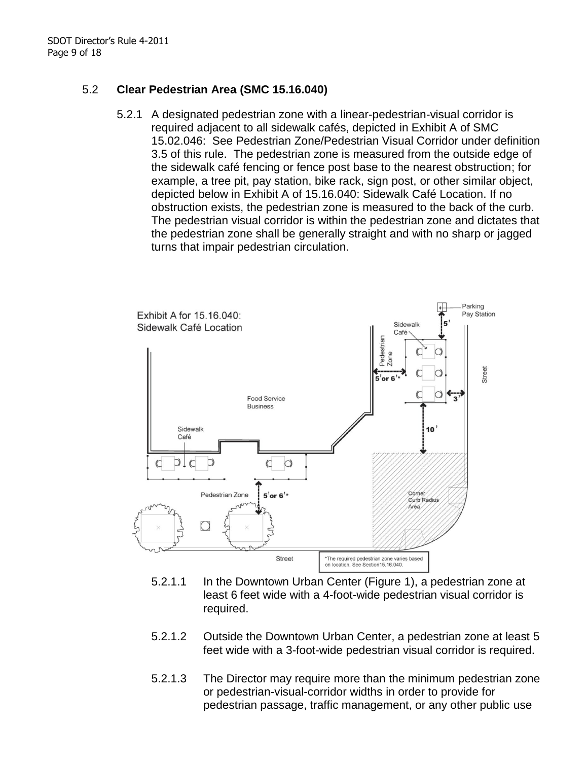### 5.2 **Clear Pedestrian Area (SMC 15.16.040)**

5.2.1 A designated pedestrian zone with a linear-pedestrian-visual corridor is required adjacent to all sidewalk cafés, depicted in Exhibit A of SMC 15.02.046: See Pedestrian Zone/Pedestrian Visual Corridor under definition 3.5 of this rule. The pedestrian zone is measured from the outside edge of the sidewalk café fencing or fence post base to the nearest obstruction; for example, a tree pit, pay station, bike rack, sign post, or other similar object, depicted below in Exhibit A of 15.16.040: Sidewalk Café Location. If no obstruction exists, the pedestrian zone is measured to the back of the curb. The pedestrian visual corridor is within the pedestrian zone and dictates that the pedestrian zone shall be generally straight and with no sharp or jagged turns that impair pedestrian circulation.

Exhibit A for 15.16.040: Sidewalk Café Location

*The required pedestrian zone varies based on location. See Section15.16.040.

5.2.1.1 In the Downtown Urban Center (Figure 1), a pedestrian zone at least 6 feet wide with a 4-foot-wide pedestrian visual corridor is required.

5.2.1.2 Outside the Downtown Urban Center, a pedestrian zone at least 5 feet wide with a 3-foot-wide pedestrian visual corridor is required.

5.2.1.3 The Director may require more than the minimum pedestrian zone or pedestrian-visual-corridor widths in order to provide for pedestrian passage, traffic management, or any other public use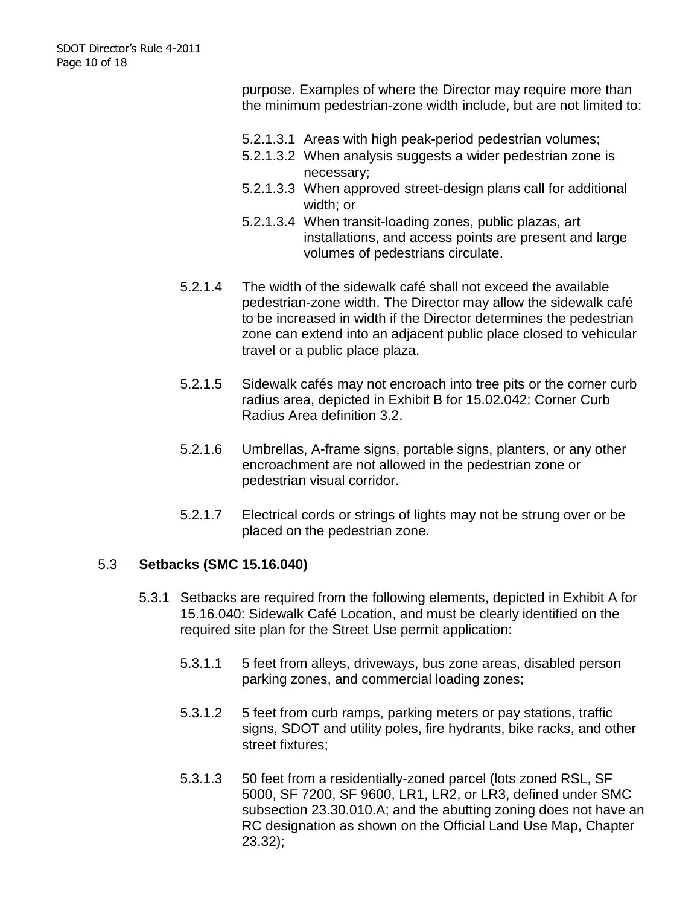purpose. Examples of where the Director may require more than the minimum pedestrian-zone width include, but are not limited to:

5.2.1.3.1 Areas with high peak-period pedestrian volumes;
5.2.1.3.2 When analysis suggests a wider pedestrian zone is necessary;
5.2.1.3.3 When approved street-design plans call for additional width; or
5.2.1.3.4 When transit-loading zones, public plazas, art installations, and access points are present and large volumes of pedestrians circulate.

5.2.1.4 The width of the sidewalk café shall not exceed the available pedestrian-zone width. The Director may allow the sidewalk café to be increased in width if the Director determines the pedestrian zone can extend into an adjacent public place closed to vehicular travel or a public place plaza.

5.2.1.5 Sidewalk cafés may not encroach into tree pits or the corner curb radius area, depicted in Exhibit B for 15.02.042: Corner Curb Radius Area definition 3.2.

5.2.1.6 Umbrellas, A-frame signs, portable signs, planters, or any other encroachment are not allowed in the pedestrian zone or pedestrian visual corridor.

5.2.1.7 Electrical cords or strings of lights may not be strung over or be placed on the pedestrian zone.

## 5.3 Setbacks (SMC 15.16.040)

5.3.1 Setbacks are required from the following elements, depicted in Exhibit A for 15.16.040: Sidewalk Café Location, and must be clearly identified on the required site plan for the Street Use permit application:

5.3.1.1 5 feet from alleys, driveways, bus zone areas, disabled person parking zones, and commercial loading zones;

5.3.1.2 5 feet from curb ramps, parking meters or pay stations, traffic signs, SDOT and utility poles, fire hydrants, bike racks, and other street fixtures;

5.3.1.3 50 feet from a residentially-zoned parcel (lots zoned RSL, SF 5000, SF 7200, SF 9600, LR1, LR2, or LR3, defined under SMC subsection 23.30.010.A; and the abutting zoning does not have an RC designation as shown on the Official Land Use Map, Chapter 23.32);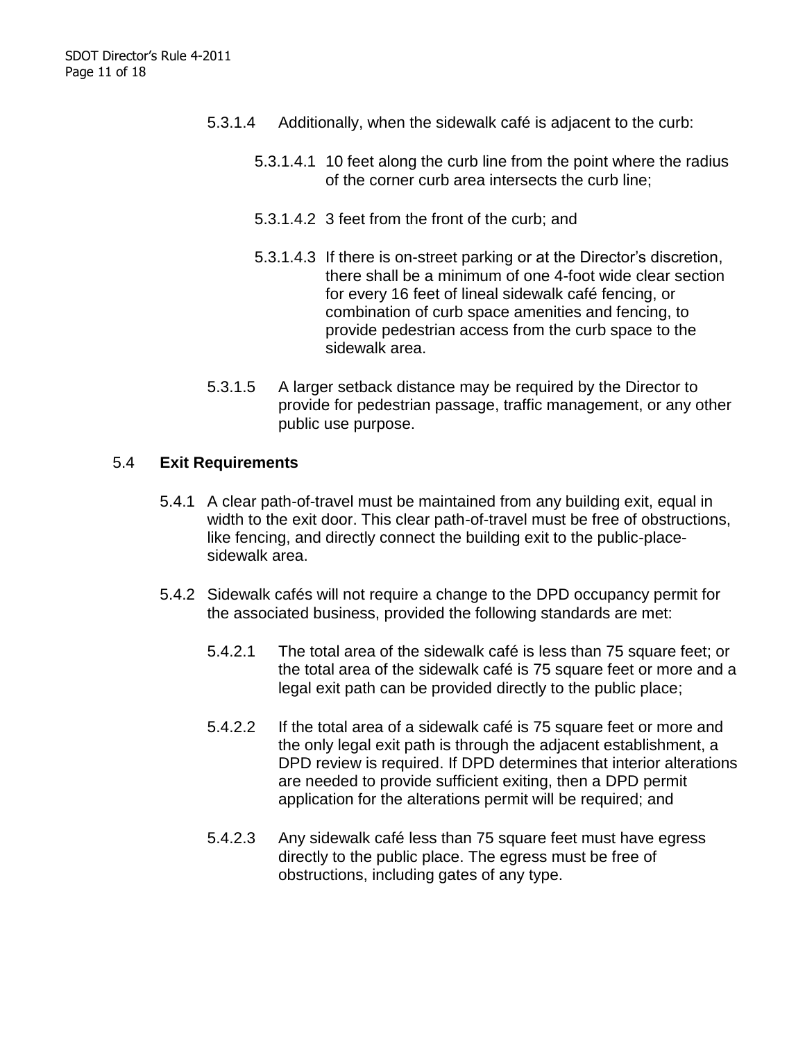5.3.1.4 Additionally, when the sidewalk café is adjacent to the curb:

5.3.1.4.1 10 feet along the curb line from the point where the radius of the corner curb area intersects the curb line;

5.3.1.4.2 3 feet from the front of the curb; and

5.3.1.4.3 If there is on-street parking or at the Director's discretion, there shall be a minimum of one 4-foot wide clear section for every 16 feet of lineal sidewalk café fencing, or combination of curb space amenities and fencing, to provide pedestrian access from the curb space to the sidewalk area.

5.3.1.5 A larger setback distance may be required by the Director to provide for pedestrian passage, traffic management, or any other public use purpose.

## 5.4 **Exit Requirements**

5.4.1 A clear path-of-travel must be maintained from any building exit, equal in width to the exit door. This clear path-of-travel must be free of obstructions, like fencing, and directly connect the building exit to the public-place-sidewalk area.

5.4.2 Sidewalk cafés will not require a change to the DPD occupancy permit for the associated business, provided the following standards are met:

5.4.2.1 The total area of the sidewalk café is less than 75 square feet; or the total area of the sidewalk café is 75 square feet or more and a legal exit path can be provided directly to the public place;

5.4.2.2 If the total area of a sidewalk café is 75 square feet or more and the only legal exit path is through the adjacent establishment, a DPD review is required. If DPD determines that interior alterations are needed to provide sufficient exiting, then a DPD permit application for the alterations permit will be required; and

5.4.2.3 Any sidewalk café less than 75 square feet must have egress directly to the public place. The egress must be free of obstructions, including gates of any type.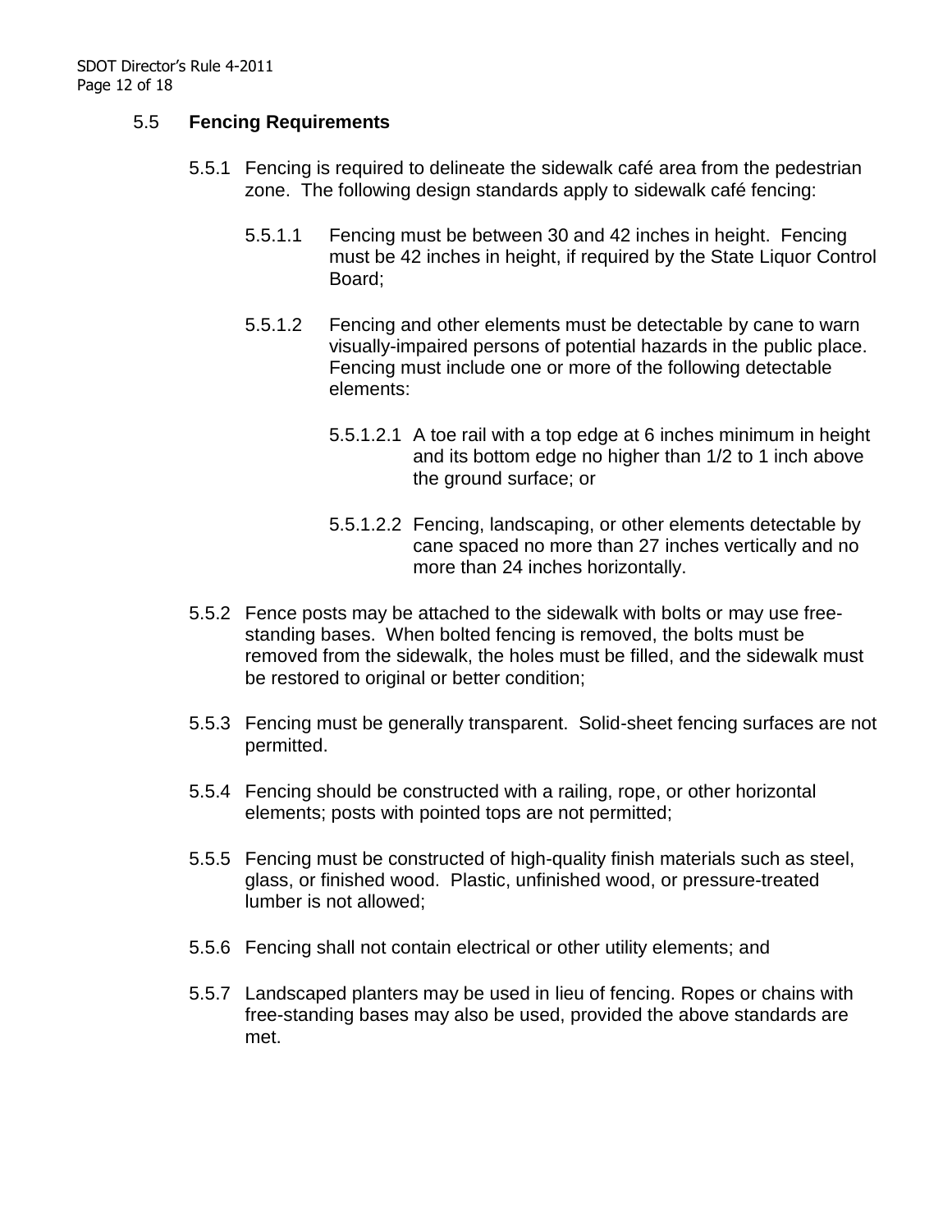## 5.5 Fencing Requirements

5.5.1 Fencing is required to delineate the sidewalk café area from the pedestrian zone. The following design standards apply to sidewalk café fencing:

5.5.1.1 Fencing must be between 30 and 42 inches in height. Fencing must be 42 inches in height, if required by the State Liquor Control Board;

5.5.1.2 Fencing and other elements must be detectable by cane to warn visually-impaired persons of potential hazards in the public place. Fencing must include one or more of the following detectable elements:

5.5.1.2.1 A toe rail with a top edge at 6 inches minimum in height and its bottom edge no higher than 1/2 to 1 inch above the ground surface; or

5.5.1.2.2 Fencing, landscaping, or other elements detectable by cane spaced no more than 27 inches vertically and no more than 24 inches horizontally.

5.5.2 Fence posts may be attached to the sidewalk with bolts or may use free-standing bases. When bolted fencing is removed, the bolts must be removed from the sidewalk, the holes must be filled, and the sidewalk must be restored to original or better condition;

5.5.3 Fencing must be generally transparent. Solid-sheet fencing surfaces are not permitted.

5.5.4 Fencing should be constructed with a railing, rope, or other horizontal elements; posts with pointed tops are not permitted;

5.5.5 Fencing must be constructed of high-quality finish materials such as steel, glass, or finished wood. Plastic, unfinished wood, or pressure-treated lumber is not allowed;

5.5.6 Fencing shall not contain electrical or other utility elements; and

5.5.7 Landscaped planters may be used in lieu of fencing. Ropes or chains with free-standing bases may also be used, provided the above standards are met.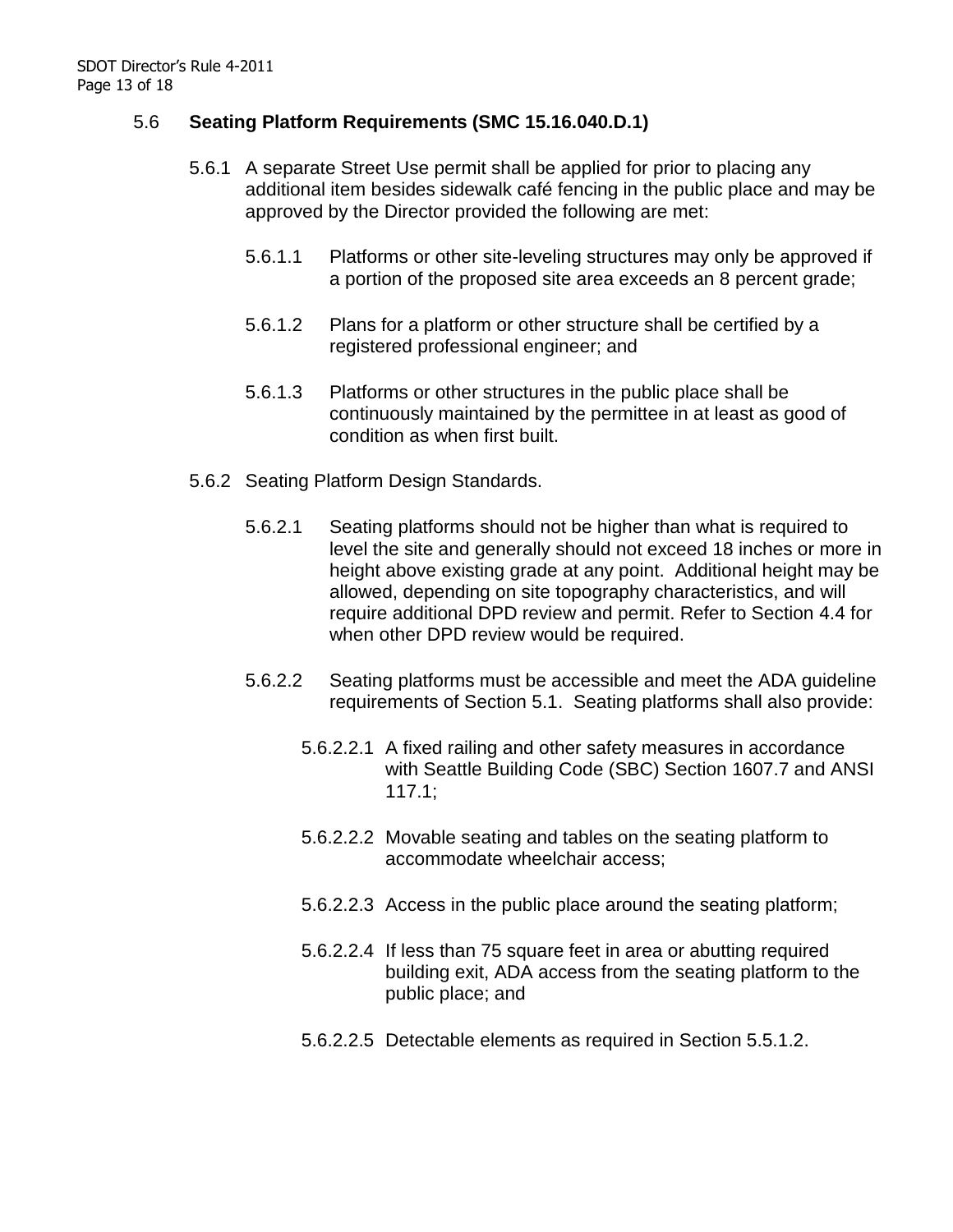### 5.6 **Seating Platform Requirements (SMC 15.16.040.D.1)**

5.6.1 A separate Street Use permit shall be applied for prior to placing any additional item besides sidewalk café fencing in the public place and may be approved by the Director provided the following are met:

5.6.1.1 Platforms or other site-leveling structures may only be approved if a portion of the proposed site area exceeds an 8 percent grade;

5.6.1.2 Plans for a platform or other structure shall be certified by a registered professional engineer; and

5.6.1.3 Platforms or other structures in the public place shall be continuously maintained by the permittee in at least as good of condition as when first built.

5.6.2 Seating Platform Design Standards.

5.6.2.1 Seating platforms should not be higher than what is required to level the site and generally should not exceed 18 inches or more in height above existing grade at any point. Additional height may be allowed, depending on site topography characteristics, and will require additional DPD review and permit. Refer to Section 4.4 for when other DPD review would be required.

5.6.2.2 Seating platforms must be accessible and meet the ADA guideline requirements of Section 5.1. Seating platforms shall also provide:

5.6.2.2.1 A fixed railing and other safety measures in accordance with Seattle Building Code (SBC) Section 1607.7 and ANSI 117.1;

5.6.2.2.2 Movable seating and tables on the seating platform to accommodate wheelchair access;

5.6.2.2.3 Access in the public place around the seating platform;

5.6.2.2.4 If less than 75 square feet in area or abutting required building exit, ADA access from the seating platform to the public place; and

5.6.2.2.5 Detectable elements as required in Section 5.5.1.2.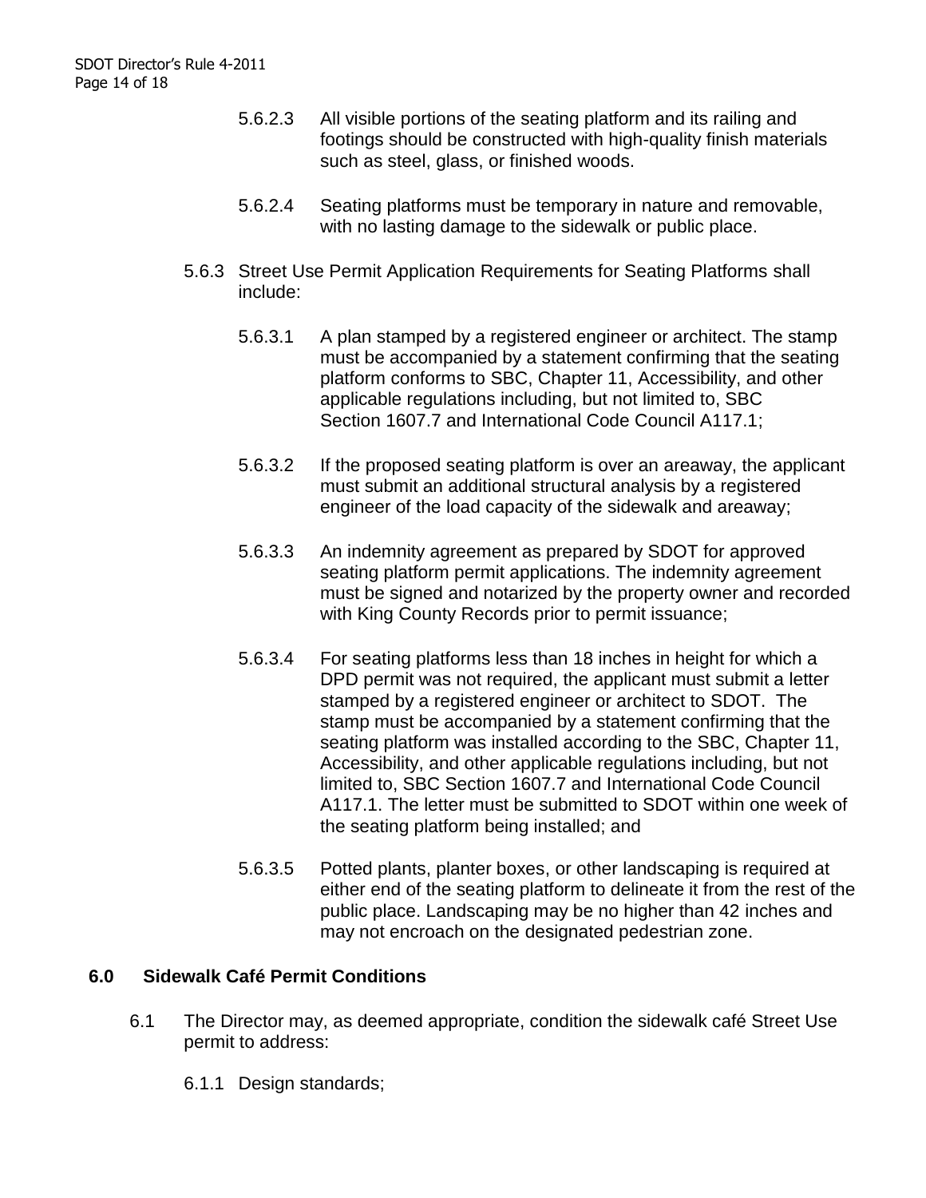5.6.2.3 All visible portions of the seating platform and its railing and footings should be constructed with high-quality finish materials such as steel, glass, or finished woods.

5.6.2.4 Seating platforms must be temporary in nature and removable, with no lasting damage to the sidewalk or public place.

5.6.3 Street Use Permit Application Requirements for Seating Platforms shall include:

5.6.3.1 A plan stamped by a registered engineer or architect. The stamp must be accompanied by a statement confirming that the seating platform conforms to SBC, Chapter 11, Accessibility, and other applicable regulations including, but not limited to, SBC Section 1607.7 and International Code Council A117.1;

5.6.3.2 If the proposed seating platform is over an areaway, the applicant must submit an additional structural analysis by a registered engineer of the load capacity of the sidewalk and areaway;

5.6.3.3 An indemnity agreement as prepared by SDOT for approved seating platform permit applications. The indemnity agreement must be signed and notarized by the property owner and recorded with King County Records prior to permit issuance;

5.6.3.4 For seating platforms less than 18 inches in height for which a DPD permit was not required, the applicant must submit a letter stamped by a registered engineer or architect to SDOT. The stamp must be accompanied by a statement confirming that the seating platform was installed according to the SBC, Chapter 11, Accessibility, and other applicable regulations including, but not limited to, SBC Section 1607.7 and International Code Council A117.1. The letter must be submitted to SDOT within one week of the seating platform being installed; and

5.6.3.5 Potted plants, planter boxes, or other landscaping is required at either end of the seating platform to delineate it from the rest of the public place. Landscaping may be no higher than 42 inches and may not encroach on the designated pedestrian zone.

## 6.0 Sidewalk Café Permit Conditions

6.1 The Director may, as deemed appropriate, condition the sidewalk café Street Use permit to address:

6.1.1 Design standards;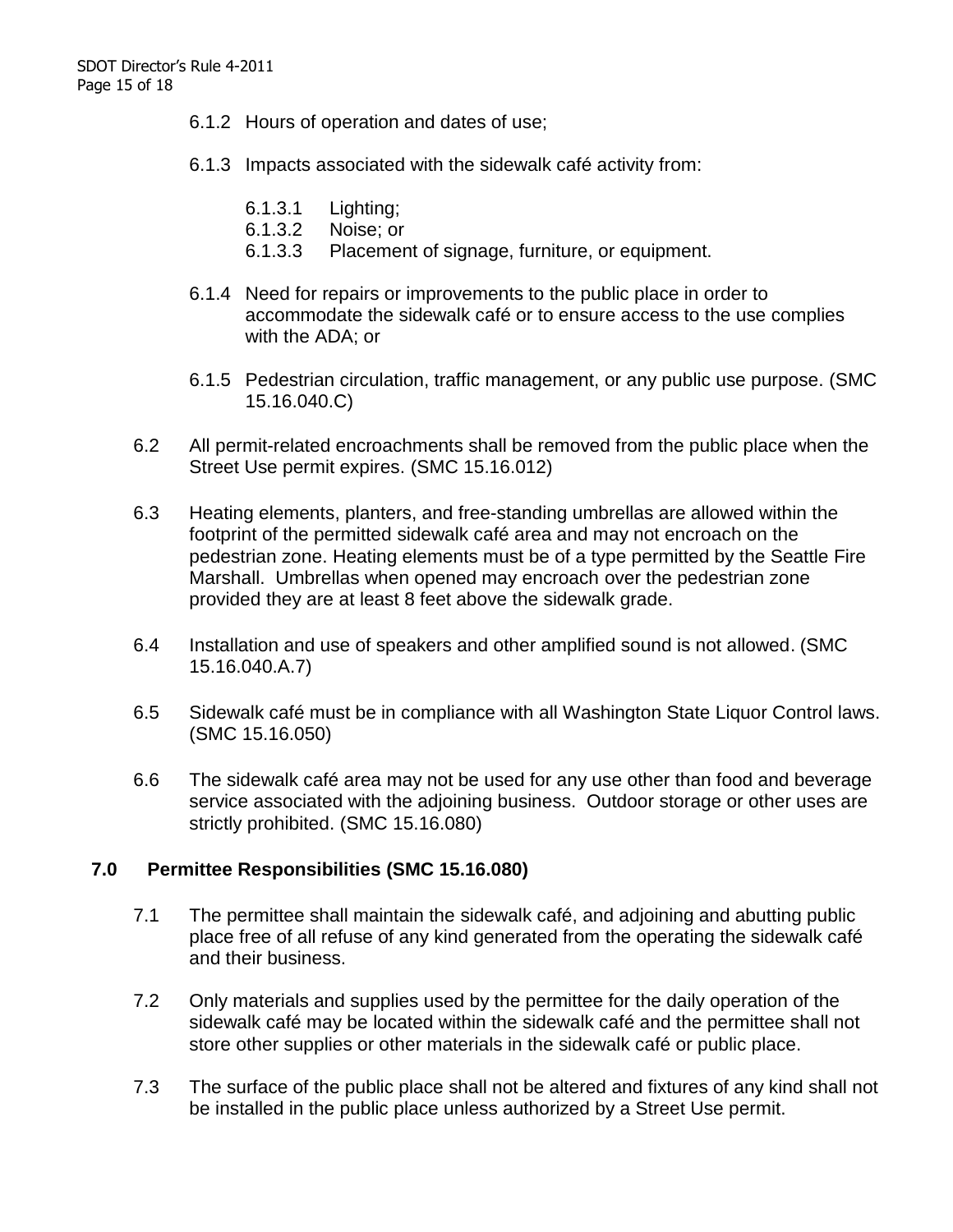6.1.2 Hours of operation and dates of use;

6.1.3 Impacts associated with the sidewalk café activity from:

6.1.3.1 Lighting;
6.1.3.2 Noise; or
6.1.3.3 Placement of signage, furniture, or equipment.

6.1.4 Need for repairs or improvements to the public place in order to accommodate the sidewalk café or to ensure access to the use complies with the ADA; or

6.1.5 Pedestrian circulation, traffic management, or any public use purpose. (SMC 15.16.040.C)

6.2 All permit-related encroachments shall be removed from the public place when the Street Use permit expires. (SMC 15.16.012)

6.3 Heating elements, planters, and free-standing umbrellas are allowed within the footprint of the permitted sidewalk café area and may not encroach on the pedestrian zone. Heating elements must be of a type permitted by the Seattle Fire Marshall. Umbrellas when opened may encroach over the pedestrian zone provided they are at least 8 feet above the sidewalk grade.

6.4 Installation and use of speakers and other amplified sound is not allowed. (SMC 15.16.040.A.7)

6.5 Sidewalk café must be in compliance with all Washington State Liquor Control laws. (SMC 15.16.050)

6.6 The sidewalk café area may not be used for any use other than food and beverage service associated with the adjoining business. Outdoor storage or other uses are strictly prohibited. (SMC 15.16.080)

## 7.0 Permittee Responsibilities (SMC 15.16.080)

7.1 The permittee shall maintain the sidewalk café, and adjoining and abutting public place free of all refuse of any kind generated from the operating the sidewalk café and their business.

7.2 Only materials and supplies used by the permittee for the daily operation of the sidewalk café may be located within the sidewalk café and the permittee shall not store other supplies or other materials in the sidewalk café or public place.

7.3 The surface of the public place shall not be altered and fixtures of any kind shall not be installed in the public place unless authorized by a Street Use permit.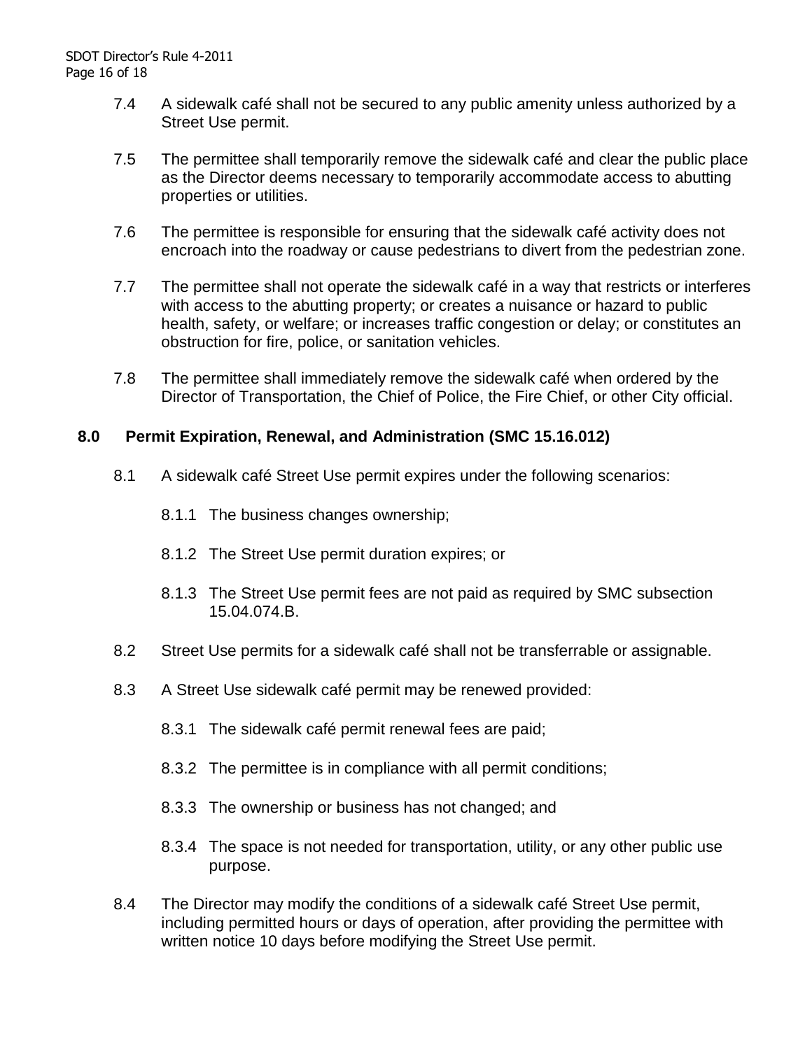7.4 A sidewalk café shall not be secured to any public amenity unless authorized by a Street Use permit.

7.5 The permittee shall temporarily remove the sidewalk café and clear the public place as the Director deems necessary to temporarily accommodate access to abutting properties or utilities.

7.6 The permittee is responsible for ensuring that the sidewalk café activity does not encroach into the roadway or cause pedestrians to divert from the pedestrian zone.

7.7 The permittee shall not operate the sidewalk café in a way that restricts or interferes with access to the abutting property; or creates a nuisance or hazard to public health, safety, or welfare; or increases traffic congestion or delay; or constitutes an obstruction for fire, police, or sanitation vehicles.

7.8 The permittee shall immediately remove the sidewalk café when ordered by the Director of Transportation, the Chief of Police, the Fire Chief, or other City official.

## 8.0 Permit Expiration, Renewal, and Administration (SMC 15.16.012)

8.1 A sidewalk café Street Use permit expires under the following scenarios:

8.1.1 The business changes ownership;

8.1.2 The Street Use permit duration expires; or

8.1.3 The Street Use permit fees are not paid as required by SMC subsection 15.04.074.B.

8.2 Street Use permits for a sidewalk café shall not be transferrable or assignable.

8.3 A Street Use sidewalk café permit may be renewed provided:

8.3.1 The sidewalk café permit renewal fees are paid;

8.3.2 The permittee is in compliance with all permit conditions;

8.3.3 The ownership or business has not changed; and

8.3.4 The space is not needed for transportation, utility, or any other public use purpose.

8.4 The Director may modify the conditions of a sidewalk café Street Use permit, including permitted hours or days of operation, after providing the permittee with written notice 10 days before modifying the Street Use permit.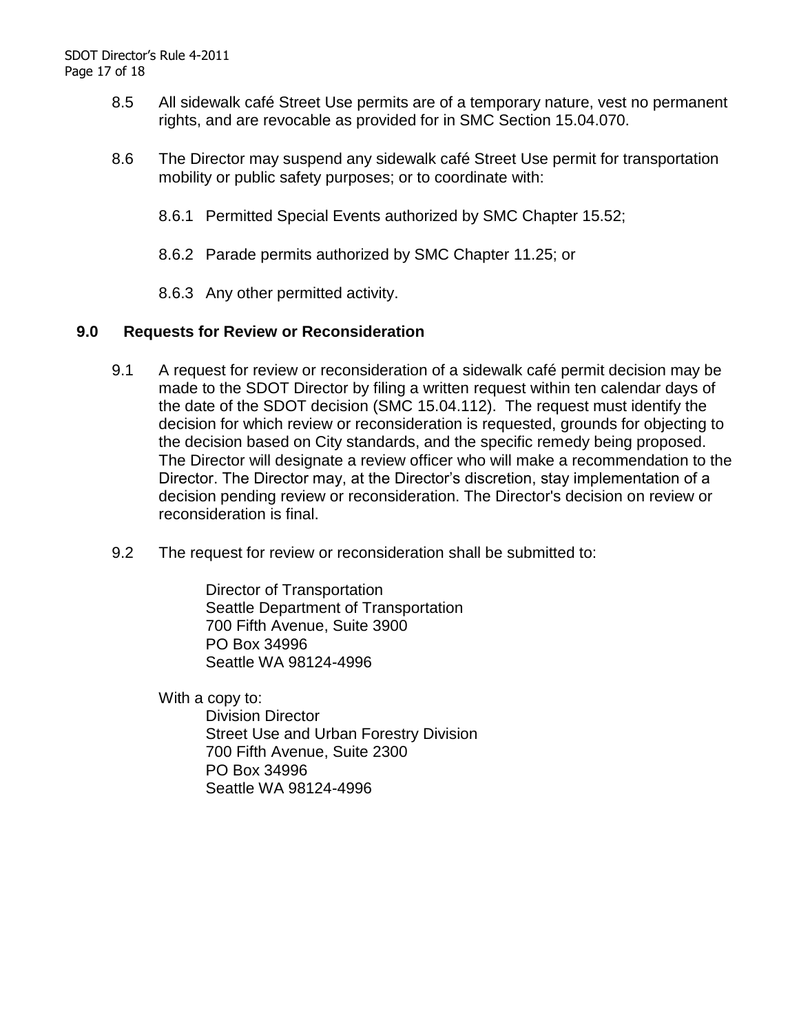8.5 All sidewalk café Street Use permits are of a temporary nature, vest no permanent rights, and are revocable as provided for in SMC Section 15.04.070.

8.6 The Director may suspend any sidewalk café Street Use permit for transportation mobility or public safety purposes; or to coordinate with:

8.6.1 Permitted Special Events authorized by SMC Chapter 15.52;

8.6.2 Parade permits authorized by SMC Chapter 11.25; or

8.6.3 Any other permitted activity.

## 9.0 Requests for Review or Reconsideration

9.1 A request for review or reconsideration of a sidewalk café permit decision may be made to the SDOT Director by filing a written request within ten calendar days of the date of the SDOT decision (SMC 15.04.112). The request must identify the decision for which review or reconsideration is requested, grounds for objecting to the decision based on City standards, and the specific remedy being proposed. The Director will designate a review officer who will make a recommendation to the Director. The Director may, at the Director's discretion, stay implementation of a decision pending review or reconsideration. The Director's decision on review or reconsideration is final.

9.2 The request for review or reconsideration shall be submitted to:

Director of Transportation
Seattle Department of Transportation
700 Fifth Avenue, Suite 3900
PO Box 34996
Seattle WA 98124-4996

With a copy to:

Division Director
Street Use and Urban Forestry Division
700 Fifth Avenue, Suite 2300
PO Box 34996
Seattle WA 98124-4996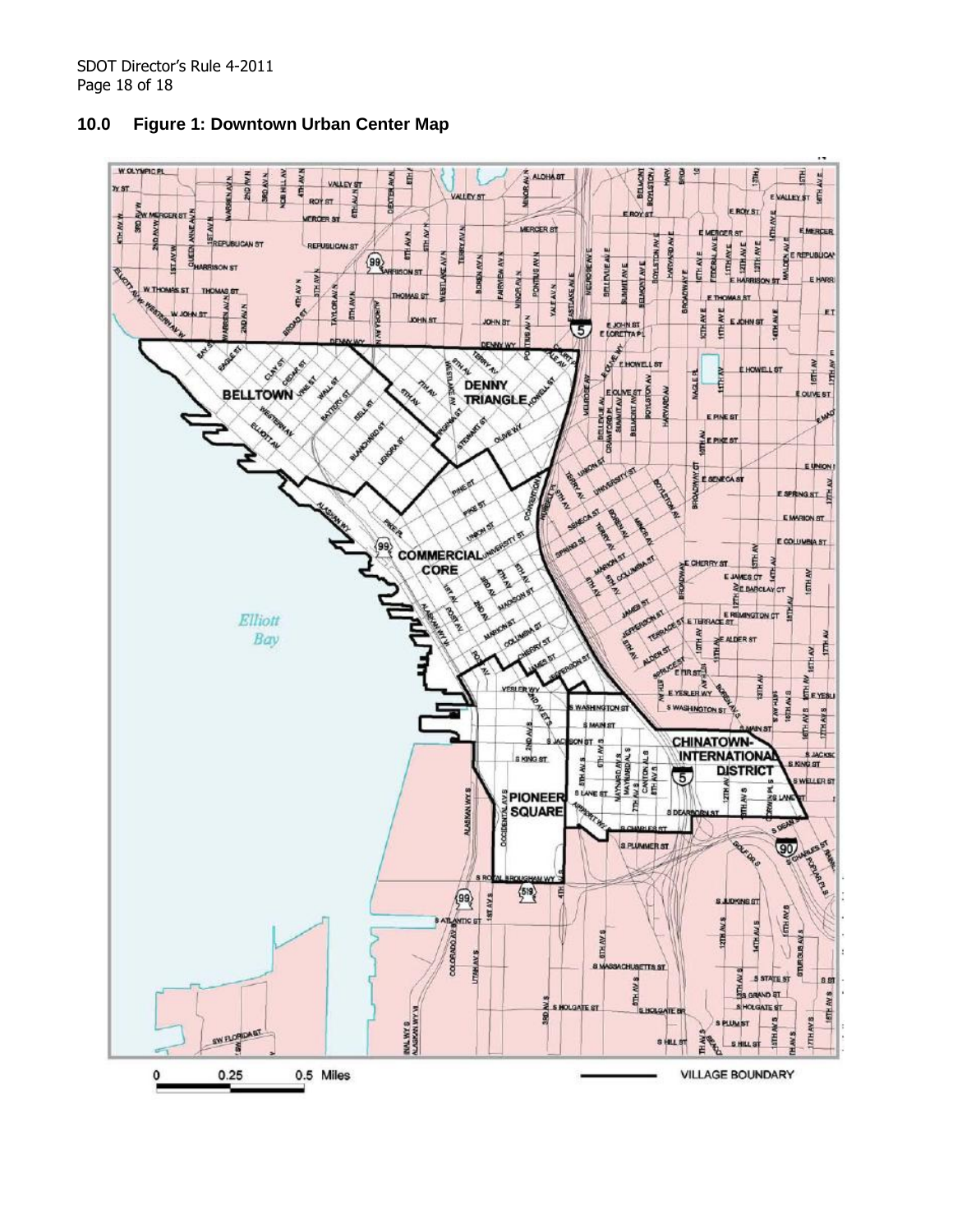## 10.0 Figure 1: Downtown Urban Center Map

BELLTOWN

DENNY TRIANGLE

COMMERCIAL CORE

PIONEER SQUARE

CHINATOWN-INTERNATIONAL DISTRICT

Elliott Bay

0 0.25 0.5 Miles

VILLAGE BOUNDARY